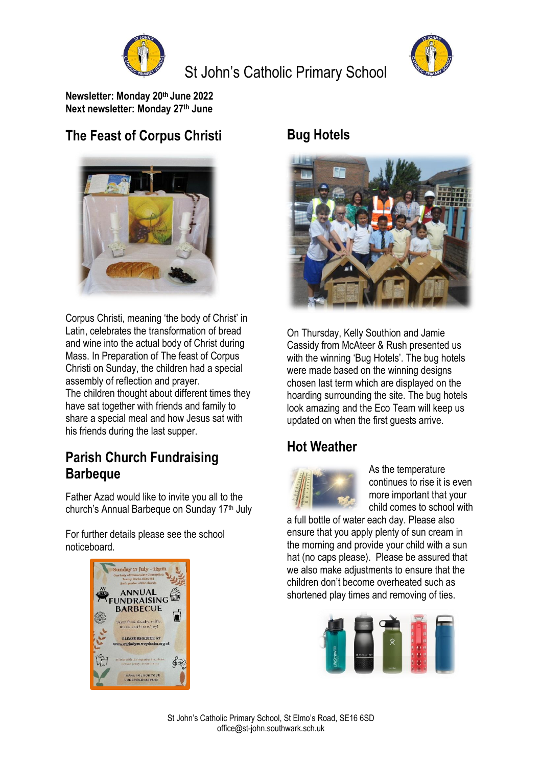# St John's Catholic Primary School

**Newsletter: Monday 20th June 2022**
**Next newsletter: Monday 27th June**

## The Feast of Corpus Christi

Corpus Christi, meaning 'the body of Christ' in Latin, celebrates the transformation of bread and wine into the actual body of Christ during Mass. In Preparation of The feast of Corpus Christi on Sunday, the children had a special assembly of reflection and prayer.
The children thought about different times they have sat together with friends and family to share a special meal and how Jesus sat with his friends during the last supper.

## Parish Church Fundraising Barbeque

Father Azad would like to invite you all to the church's Annual Barbeque on Sunday 17th July

For further details please see the school noticeboard.

## Bug Hotels

On Thursday, Kelly Southion and Jamie Cassidy from McAteer & Rush presented us with the winning 'Bug Hotels'. The bug hotels were made based on the winning designs chosen last term which are displayed on the hoarding surrounding the site. The bug hotels look amazing and the Eco Team will keep us updated on when the first guests arrive.

## Hot Weather

As the temperature continues to rise it is even more important that your child comes to school with a full bottle of water each day. Please also ensure that you apply plenty of sun cream in the morning and provide your child with a sun hat (no caps please). Please be assured that we also make adjustments to ensure that the children don't become overheated such as shortened play times and removing of ties.

St John's Catholic Primary School, St Elmo's Road, SE16 6SD
office@st-john.southwark.sch.uk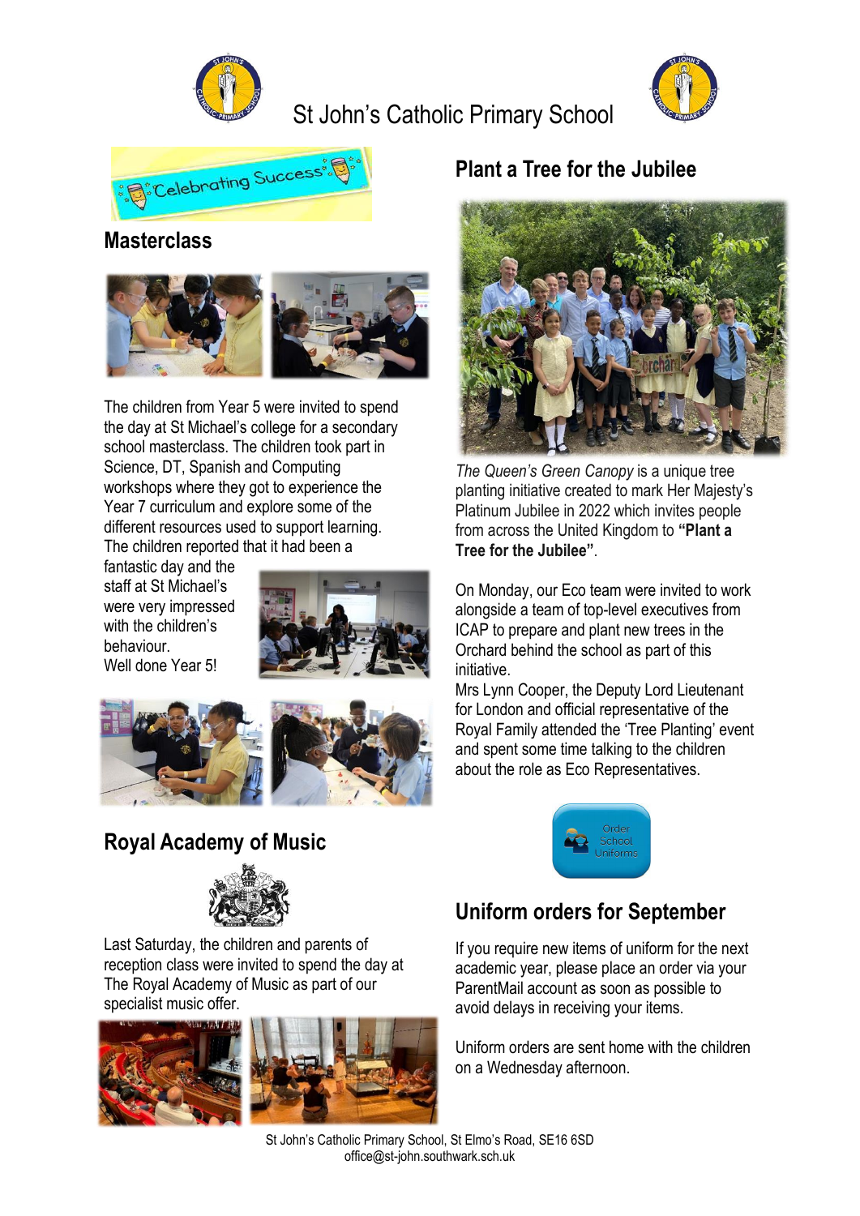# St John's Catholic Primary School

Celebrating Success

## Masterclass

The children from Year 5 were invited to spend the day at St Michael's college for a secondary school masterclass. The children took part in Science, DT, Spanish and Computing workshops where they got to experience the Year 7 curriculum and explore some of the different resources used to support learning. The children reported that it had been a fantastic day and the staff at St Michael's were very impressed with the children's behaviour.
Well done Year 5!

## Royal Academy of Music

Last Saturday, the children and parents of reception class were invited to spend the day at The Royal Academy of Music as part of our specialist music offer.

## Plant a Tree for the Jubilee

*The Queen's Green Canopy* is a unique tree planting initiative created to mark Her Majesty's Platinum Jubilee in 2022 which invites people from across the United Kingdom to **"Plant a Tree for the Jubilee"**.

On Monday, our Eco team were invited to work alongside a team of top-level executives from ICAP to prepare and plant new trees in the Orchard behind the school as part of this initiative.
Mrs Lynn Cooper, the Deputy Lord Lieutenant for London and official representative of the Royal Family attended the 'Tree Planting' event and spent some time talking to the children about the role as Eco Representatives.

Order School Uniforms

## Uniform orders for September

If you require new items of uniform for the next academic year, please place an order via your ParentMail account as soon as possible to avoid delays in receiving your items.

Uniform orders are sent home with the children on a Wednesday afternoon.

St John's Catholic Primary School, St Elmo's Road, SE16 6SD
office@st-john.southwark.sch.uk